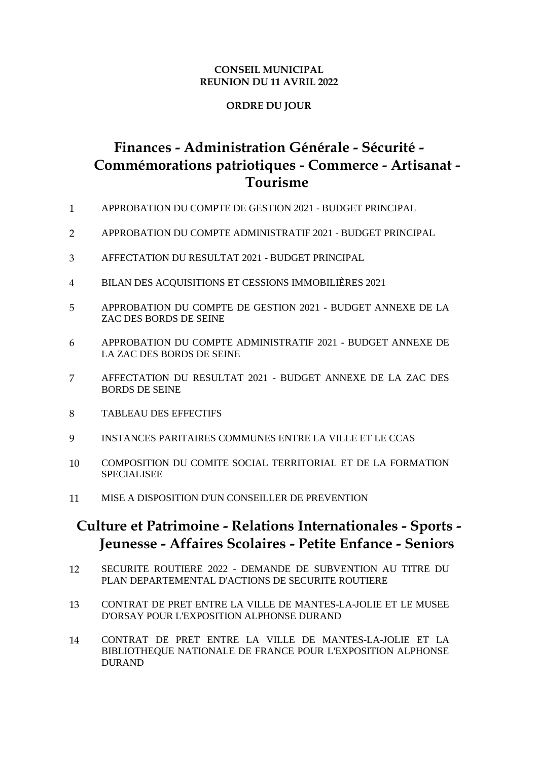**CONSEIL MUNICIPAL**
**REUNION DU 11 AVRIL 2022**

**ORDRE DU JOUR**

## Finances - Administration Générale - Sécurité - Commémorations patriotiques - Commerce - Artisanat - Tourisme

1. APPROBATION DU COMPTE DE GESTION 2021 - BUDGET PRINCIPAL
2. APPROBATION DU COMPTE ADMINISTRATIF 2021 - BUDGET PRINCIPAL
3. AFFECTATION DU RESULTAT 2021 - BUDGET PRINCIPAL
4. BILAN DES ACQUISITIONS ET CESSIONS IMMOBILIÈRES 2021
5. APPROBATION DU COMPTE DE GESTION 2021 - BUDGET ANNEXE DE LA ZAC DES BORDS DE SEINE
6. APPROBATION DU COMPTE ADMINISTRATIF 2021 - BUDGET ANNEXE DE LA ZAC DES BORDS DE SEINE
7. AFFECTATION DU RESULTAT 2021 - BUDGET ANNEXE DE LA ZAC DES BORDS DE SEINE
8. TABLEAU DES EFFECTIFS
9. INSTANCES PARITAIRES COMMUNES ENTRE LA VILLE ET LE CCAS
10. COMPOSITION DU COMITE SOCIAL TERRITORIAL ET DE LA FORMATION SPECIALISEE
11. MISE A DISPOSITION D'UN CONSEILLER DE PREVENTION

## Culture et Patrimoine - Relations Internationales - Sports - Jeunesse - Affaires Scolaires - Petite Enfance - Seniors

12. SECURITE ROUTIERE 2022 - DEMANDE DE SUBVENTION AU TITRE DU PLAN DEPARTEMENTAL D'ACTIONS DE SECURITE ROUTIERE
13. CONTRAT DE PRET ENTRE LA VILLE DE MANTES-LA-JOLIE ET LE MUSEE D'ORSAY POUR L'EXPOSITION ALPHONSE DURAND
14. CONTRAT DE PRET ENTRE LA VILLE DE MANTES-LA-JOLIE ET LA BIBLIOTHEQUE NATIONALE DE FRANCE POUR L'EXPOSITION ALPHONSE DURAND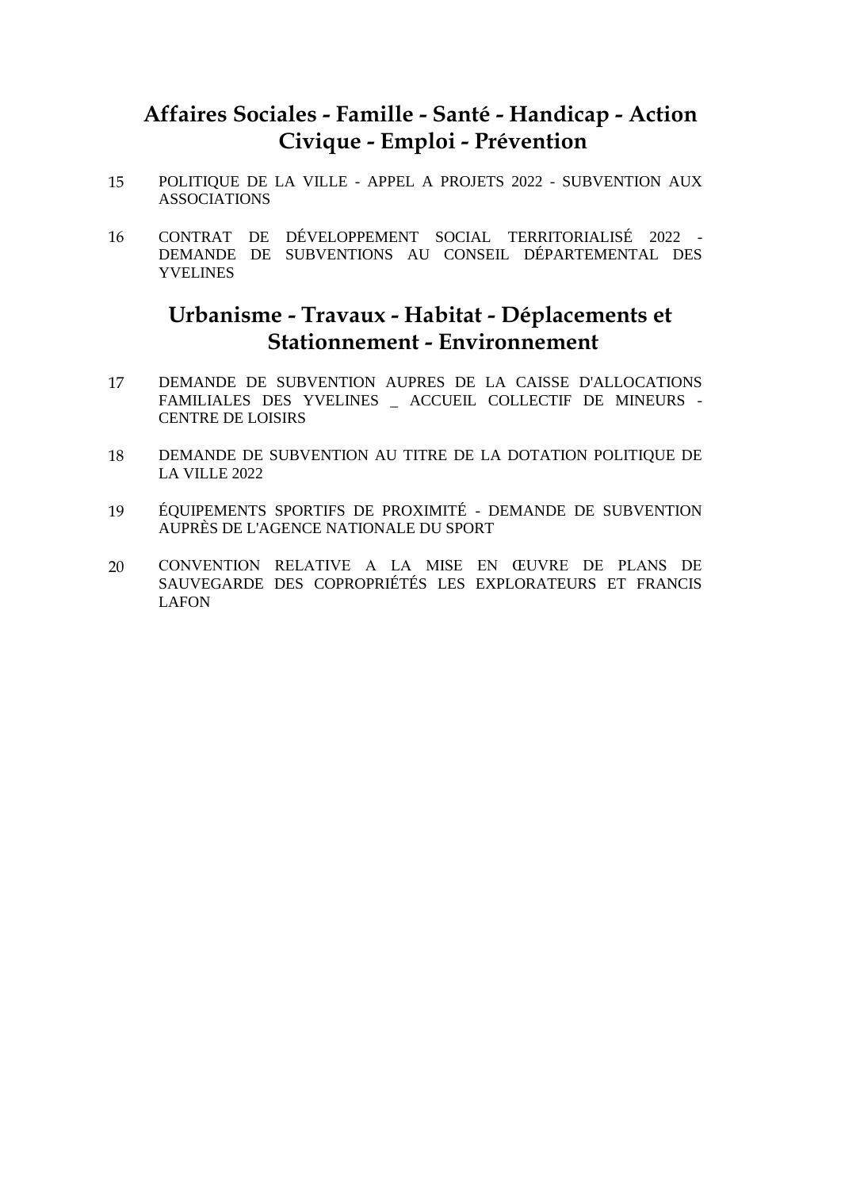## Affaires Sociales - Famille - Santé - Handicap - Action Civique - Emploi - Prévention

15 POLITIQUE DE LA VILLE - APPEL A PROJETS 2022 - SUBVENTION AUX ASSOCIATIONS

16 CONTRAT DE DÉVELOPPEMENT SOCIAL TERRITORIALISÉ 2022 - DEMANDE DE SUBVENTIONS AU CONSEIL DÉPARTEMENTAL DES YVELINES

## Urbanisme - Travaux - Habitat - Déplacements et Stationnement - Environnement

17 DEMANDE DE SUBVENTION AUPRES DE LA CAISSE D'ALLOCATIONS FAMILIALES DES YVELINES _ ACCUEIL COLLECTIF DE MINEURS - CENTRE DE LOISIRS

18 DEMANDE DE SUBVENTION AU TITRE DE LA DOTATION POLITIQUE DE LA VILLE 2022

19 ÉQUIPEMENTS SPORTIFS DE PROXIMITÉ - DEMANDE DE SUBVENTION AUPRÈS DE L'AGENCE NATIONALE DU SPORT

20 CONVENTION RELATIVE A LA MISE EN ŒUVRE DE PLANS DE SAUVEGARDE DES COPROPRIÉTÉS LES EXPLORATEURS ET FRANCIS LAFON